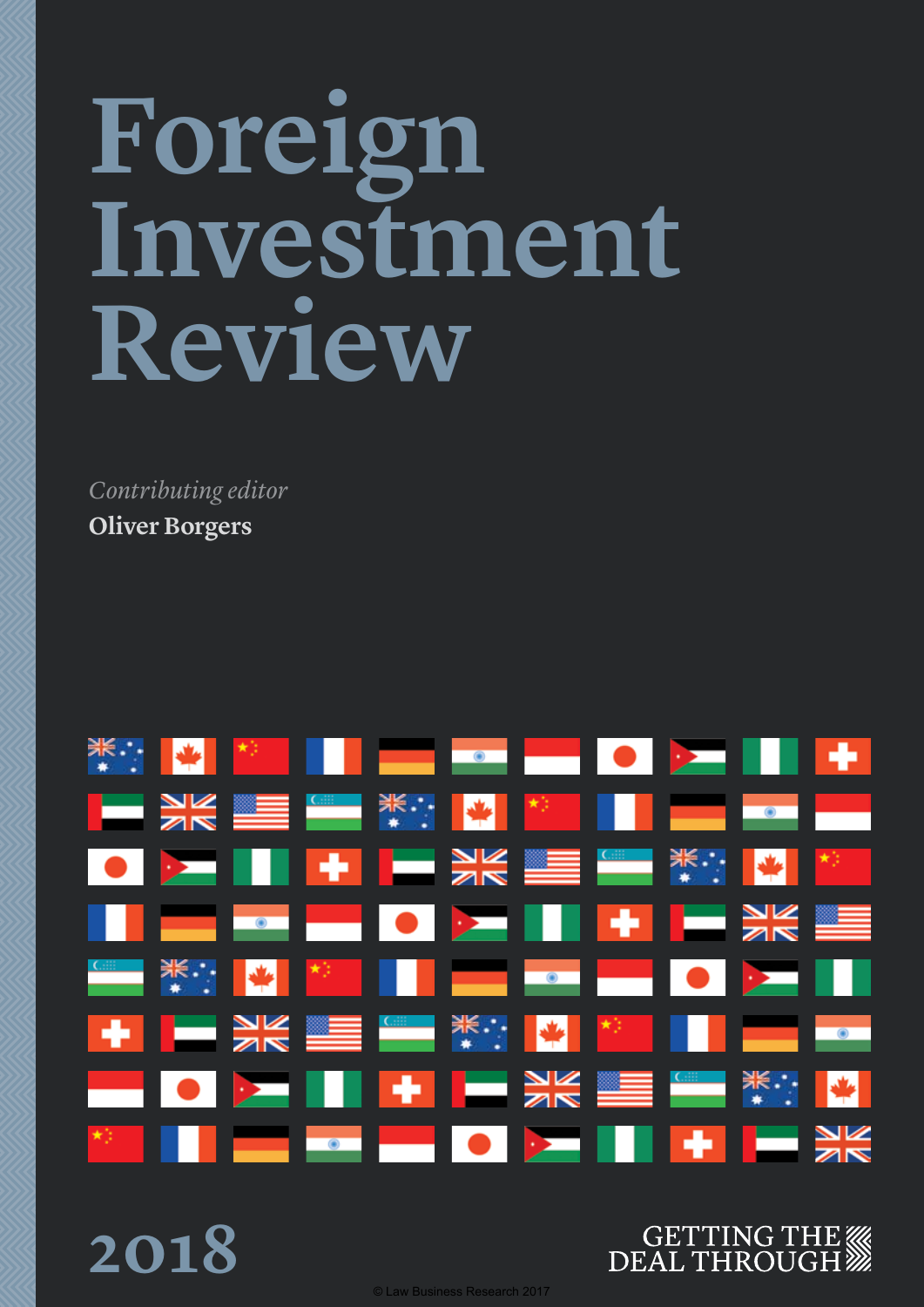# Foreign Investment Review

*Contributing editor*

**Oliver Borgers**

2018

GETTING THE DEAL THROUGH

© Law Business Research 2017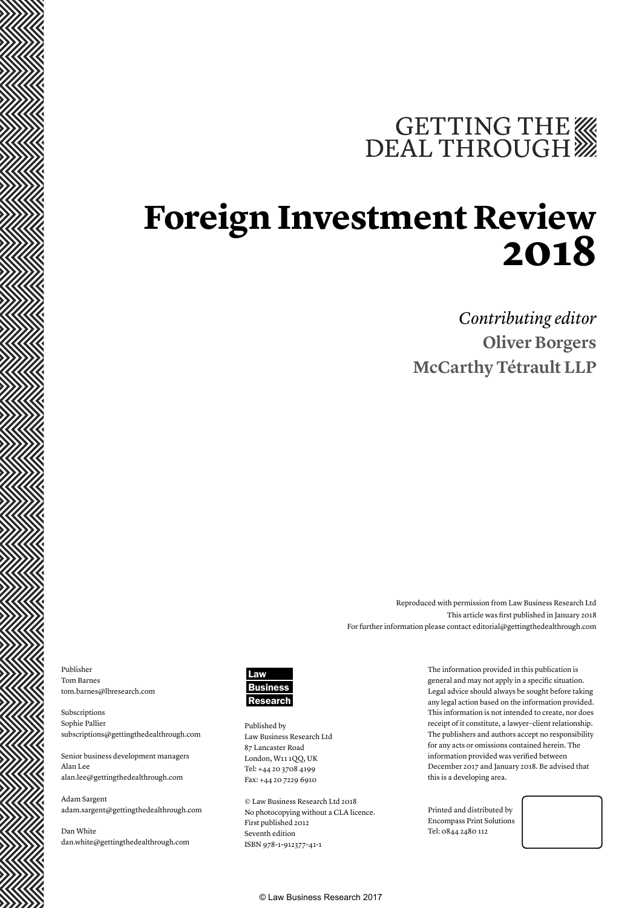GETTING THE DEAL THROUGH

# Foreign Investment Review 2018

*Contributing editor*
**Oliver Borgers**
**McCarthy Tétrault LLP**

Reproduced with permission from Law Business Research Ltd
This article was first published in January 2018
For further information please contact editorial@gettingthedealthrough.com

Publisher
Tom Barnes
tom.barnes@lbresearch.com

Subscriptions
Sophie Pallier
subscriptions@gettingthedealthrough.com

Senior business development managers
Alan Lee
alan.lee@gettingthedealthrough.com

Adam Sargent
adam.sargent@gettingthedealthrough.com

Dan White
dan.white@gettingthedealthrough.com

Law Business Research

Published by
Law Business Research Ltd
87 Lancaster Road
London, W11 1QQ, UK
Tel: +44 20 3708 4199
Fax: +44 20 7229 6910

© Law Business Research Ltd 2018
No photocopying without a CLA licence.
First published 2012
Seventh edition
ISBN 978-1-912377-41-1

The information provided in this publication is general and may not apply in a specific situation. Legal advice should always be sought before taking any legal action based on the information provided. This information is not intended to create, nor does receipt of it constitute, a lawyer–client relationship. The publishers and authors accept no responsibility for any acts or omissions contained herein. The information provided was verified between December 2017 and January 2018. Be advised that this is a developing area.

Printed and distributed by
Encompass Print Solutions
Tel: 0844 2480 112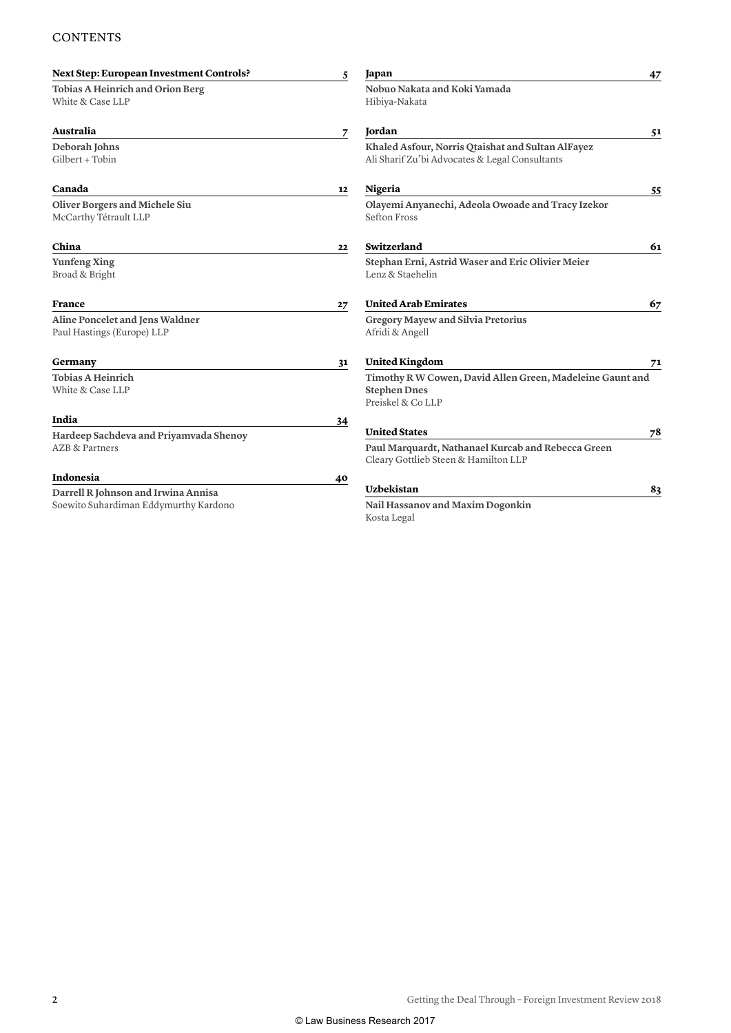# CONTENTS

**Next Step: European Investment Controls?** — 5

**Tobias A Heinrich and Orion Berg**
White & Case LLP

**Australia** — 7

**Deborah Johns**
Gilbert + Tobin

**Canada** — 12

**Oliver Borgers and Michele Siu**
McCarthy Tétrault LLP

**China** — 22

**Yunfeng Xing**
Broad & Bright

**France** — 27

**Aline Poncelet and Jens Waldner**
Paul Hastings (Europe) LLP

**Germany** — 31

**Tobias A Heinrich**
White & Case LLP

**India** — 34

**Hardeep Sachdeva and Priyamvada Shenoy**
AZB & Partners

**Indonesia** — 40

**Darrell R Johnson and Irwina Annisa**
Soewito Suhardiman Eddymurthy Kardono

**Japan** — 47

**Nobuo Nakata and Koki Yamada**
Hibiya-Nakata

**Jordan** — 51

**Khaled Asfour, Norris Qtaishat and Sultan AlFayez**
Ali Sharif Zu'bi Advocates & Legal Consultants

**Nigeria** — 55

**Olayemi Anyanechi, Adeola Owoade and Tracy Izekor**
Sefton Fross

**Switzerland** — 61

**Stephan Erni, Astrid Waser and Eric Olivier Meier**
Lenz & Staehelin

**United Arab Emirates** — 67

**Gregory Mayew and Silvia Pretorius**
Afridi & Angell

**United Kingdom** — 71

**Timothy R W Cowen, David Allen Green, Madeleine Gaunt and Stephen Dnes**
Preiskel & Co LLP

**United States** — 78

**Paul Marquardt, Nathanael Kurcab and Rebecca Green**
Cleary Gottlieb Steen & Hamilton LLP

**Uzbekistan** — 83

**Nail Hassanov and Maxim Dogonkin**
Kosta Legal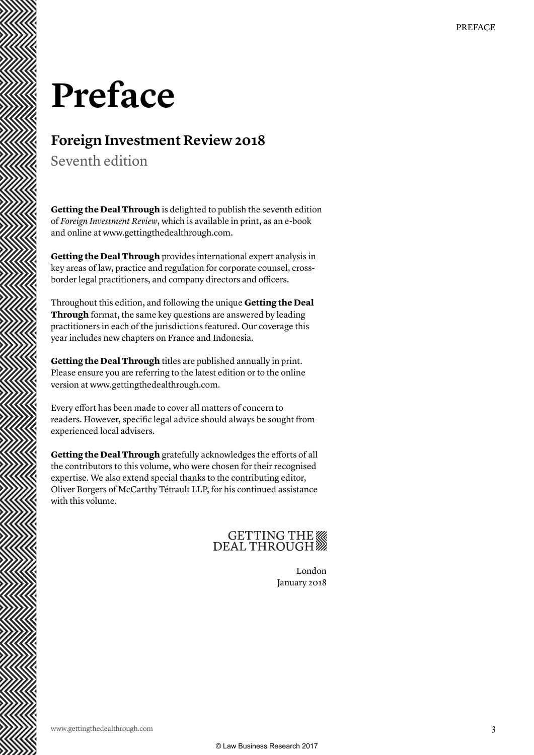# Preface

## Foreign Investment Review 2018

Seventh edition

**Getting the Deal Through** is delighted to publish the seventh edition of *Foreign Investment Review*, which is available in print, as an e-book and online at www.gettingthedealthrough.com.

**Getting the Deal Through** provides international expert analysis in key areas of law, practice and regulation for corporate counsel, cross-border legal practitioners, and company directors and officers.

Throughout this edition, and following the unique **Getting the Deal Through** format, the same key questions are answered by leading practitioners in each of the jurisdictions featured. Our coverage this year includes new chapters on France and Indonesia.

**Getting the Deal Through** titles are published annually in print. Please ensure you are referring to the latest edition or to the online version at www.gettingthedealthrough.com.

Every effort has been made to cover all matters of concern to readers. However, specific legal advice should always be sought from experienced local advisers.

**Getting the Deal Through** gratefully acknowledges the efforts of all the contributors to this volume, who were chosen for their recognised expertise. We also extend special thanks to the contributing editor, Oliver Borgers of McCarthy Tétrault LLP, for his continued assistance with this volume.

GETTING THE DEAL THROUGH

London
January 2018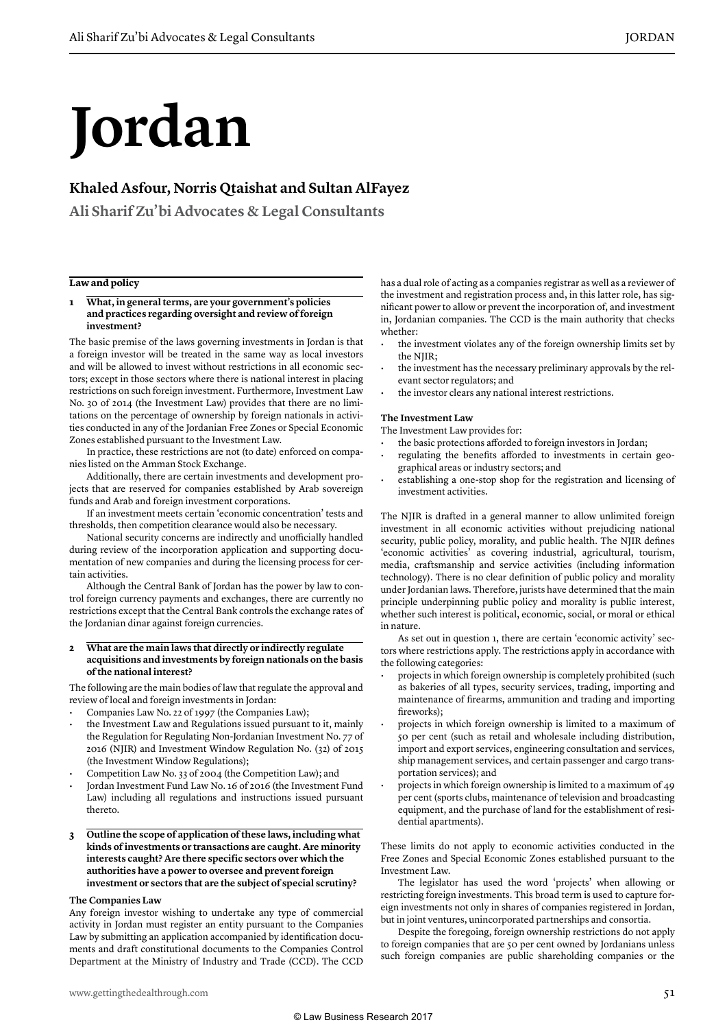# Jordan

## Khaled Asfour, Norris Qtaishat and Sultan AlFayez

**Ali Sharif Zu'bi Advocates & Legal Consultants**

### Law and policy

**1 What, in general terms, are your government's policies and practices regarding oversight and review of foreign investment?**

The basic premise of the laws governing investments in Jordan is that a foreign investor will be treated in the same way as local investors and will be allowed to invest without restrictions in all economic sectors; except in those sectors where there is national interest in placing restrictions on such foreign investment. Furthermore, Investment Law No. 30 of 2014 (the Investment Law) provides that there are no limitations on the percentage of ownership by foreign nationals in activities conducted in any of the Jordanian Free Zones or Special Economic Zones established pursuant to the Investment Law.

In practice, these restrictions are not (to date) enforced on companies listed on the Amman Stock Exchange.

Additionally, there are certain investments and development projects that are reserved for companies established by Arab sovereign funds and Arab and foreign investment corporations.

If an investment meets certain 'economic concentration' tests and thresholds, then competition clearance would also be necessary.

National security concerns are indirectly and unofficially handled during review of the incorporation application and supporting documentation of new companies and during the licensing process for certain activities.

Although the Central Bank of Jordan has the power by law to control foreign currency payments and exchanges, there are currently no restrictions except that the Central Bank controls the exchange rates of the Jordanian dinar against foreign currencies.

**2 What are the main laws that directly or indirectly regulate acquisitions and investments by foreign nationals on the basis of the national interest?**

The following are the main bodies of law that regulate the approval and review of local and foreign investments in Jordan:

- Companies Law No. 22 of 1997 (the Companies Law);
- the Investment Law and Regulations issued pursuant to it, mainly the Regulation for Regulating Non-Jordanian Investment No. 77 of 2016 (NJIR) and Investment Window Regulation No. (32) of 2015 (the Investment Window Regulations);
- Competition Law No. 33 of 2004 (the Competition Law); and
- Jordan Investment Fund Law No. 16 of 2016 (the Investment Fund Law) including all regulations and instructions issued pursuant thereto.

**3 Outline the scope of application of these laws, including what kinds of investments or transactions are caught. Are minority interests caught? Are there specific sectors over which the authorities have a power to oversee and prevent foreign investment or sectors that are the subject of special scrutiny?**

**The Companies Law**

Any foreign investor wishing to undertake any type of commercial activity in Jordan must register an entity pursuant to the Companies Law by submitting an application accompanied by identification documents and draft constitutional documents to the Companies Control Department at the Ministry of Industry and Trade (CCD). The CCD has a dual role of acting as a companies registrar as well as a reviewer of the investment and registration process and, in this latter role, has significant power to allow or prevent the incorporation of, and investment in, Jordanian companies. The CCD is the main authority that checks whether:

- the investment violates any of the foreign ownership limits set by the NJIR;
- the investment has the necessary preliminary approvals by the relevant sector regulators; and
- the investor clears any national interest restrictions.

**The Investment Law**

The Investment Law provides for:

- the basic protections afforded to foreign investors in Jordan;
- regulating the benefits afforded to investments in certain geographical areas or industry sectors; and
- establishing a one-stop shop for the registration and licensing of investment activities.

The NJIR is drafted in a general manner to allow unlimited foreign investment in all economic activities without prejudicing national security, public policy, morality, and public health. The NJIR defines 'economic activities' as covering industrial, agricultural, tourism, media, craftsmanship and service activities (including information technology). There is no clear definition of public policy and morality under Jordanian laws. Therefore, jurists have determined that the main principle underpinning public policy and morality is public interest, whether such interest is political, economic, social, or moral or ethical in nature.

As set out in question 1, there are certain 'economic activity' sectors where restrictions apply. The restrictions apply in accordance with the following categories:

- projects in which foreign ownership is completely prohibited (such as bakeries of all types, security services, trading, importing and maintenance of firearms, ammunition and trading and importing fireworks);
- projects in which foreign ownership is limited to a maximum of 50 per cent (such as retail and wholesale including distribution, import and export services, engineering consultation and services, ship management services, and certain passenger and cargo transportation services); and
- projects in which foreign ownership is limited to a maximum of 49 per cent (sports clubs, maintenance of television and broadcasting equipment, and the purchase of land for the establishment of residential apartments).

These limits do not apply to economic activities conducted in the Free Zones and Special Economic Zones established pursuant to the Investment Law.

The legislator has used the word 'projects' when allowing or restricting foreign investments. This broad term is used to capture foreign investments not only in shares of companies registered in Jordan, but in joint ventures, unincorporated partnerships and consortia.

Despite the foregoing, foreign ownership restrictions do not apply to foreign companies that are 50 per cent owned by Jordanians unless such foreign companies are public shareholding companies or the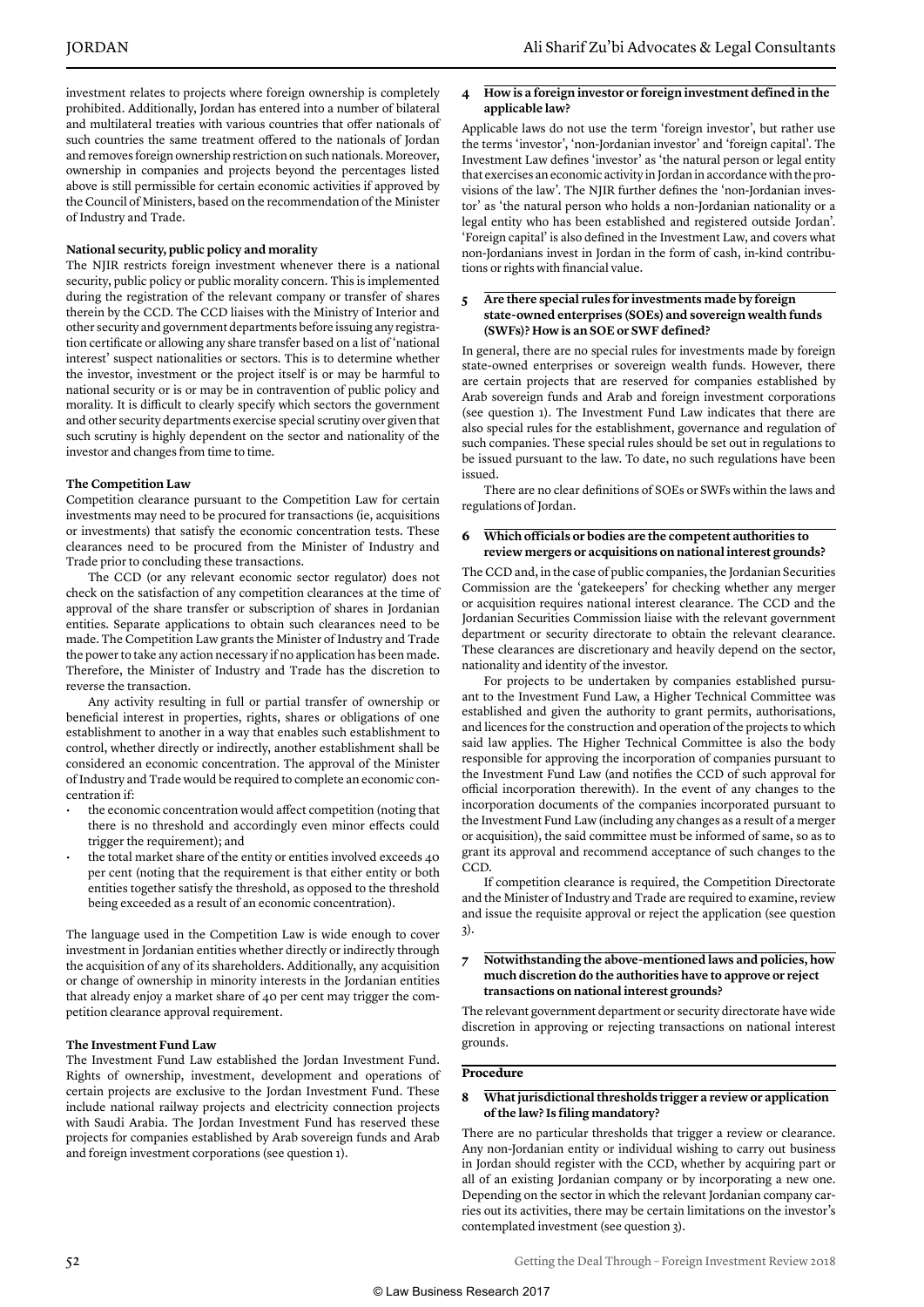investment relates to projects where foreign ownership is completely prohibited. Additionally, Jordan has entered into a number of bilateral and multilateral treaties with various countries that offer nationals of such countries the same treatment offered to the nationals of Jordan and removes foreign ownership restriction on such nationals. Moreover, ownership in companies and projects beyond the percentages listed above is still permissible for certain economic activities if approved by the Council of Ministers, based on the recommendation of the Minister of Industry and Trade.

**National security, public policy and morality**

The NJIR restricts foreign investment whenever there is a national security, public policy or public morality concern. This is implemented during the registration of the relevant company or transfer of shares therein by the CCD. The CCD liaises with the Ministry of Interior and other security and government departments before issuing any registration certificate or allowing any share transfer based on a list of 'national interest' suspect nationalities or sectors. This is to determine whether the investor, investment or the project itself is or may be harmful to national security or is or may be in contravention of public policy and morality. It is difficult to clearly specify which sectors the government and other security departments exercise special scrutiny over given that such scrutiny is highly dependent on the sector and nationality of the investor and changes from time to time.

**The Competition Law**

Competition clearance pursuant to the Competition Law for certain investments may need to be procured for transactions (ie, acquisitions or investments) that satisfy the economic concentration tests. These clearances need to be procured from the Minister of Industry and Trade prior to concluding these transactions.

The CCD (or any relevant economic sector regulator) does not check on the satisfaction of any competition clearances at the time of approval of the share transfer or subscription of shares in Jordanian entities. Separate applications to obtain such clearances need to be made. The Competition Law grants the Minister of Industry and Trade the power to take any action necessary if no application has been made. Therefore, the Minister of Industry and Trade has the discretion to reverse the transaction.

Any activity resulting in full or partial transfer of ownership or beneficial interest in properties, rights, shares or obligations of one establishment to another in a way that enables such establishment to control, whether directly or indirectly, another establishment shall be considered an economic concentration. The approval of the Minister of Industry and Trade would be required to complete an economic concentration if:

- the economic concentration would affect competition (noting that there is no threshold and accordingly even minor effects could trigger the requirement); and
- the total market share of the entity or entities involved exceeds 40 per cent (noting that the requirement is that either entity or both entities together satisfy the threshold, as opposed to the threshold being exceeded as a result of an economic concentration).

The language used in the Competition Law is wide enough to cover investment in Jordanian entities whether directly or indirectly through the acquisition of any of its shareholders. Additionally, any acquisition or change of ownership in minority interests in the Jordanian entities that already enjoy a market share of 40 per cent may trigger the competition clearance approval requirement.

**The Investment Fund Law**

The Investment Fund Law established the Jordan Investment Fund. Rights of ownership, investment, development and operations of certain projects are exclusive to the Jordan Investment Fund. These include national railway projects and electricity connection projects with Saudi Arabia. The Jordan Investment Fund has reserved these projects for companies established by Arab sovereign funds and Arab and foreign investment corporations (see question 1).

### 4 How is a foreign investor or foreign investment defined in the applicable law?

Applicable laws do not use the term 'foreign investor', but rather use the terms 'investor', 'non-Jordanian investor' and 'foreign capital'. The Investment Law defines 'investor' as 'the natural person or legal entity that exercises an economic activity in Jordan in accordance with the provisions of the law'. The NJIR further defines the 'non-Jordanian investor' as 'the natural person who holds a non-Jordanian nationality or a legal entity who has been established and registered outside Jordan'. 'Foreign capital' is also defined in the Investment Law, and covers what non-Jordanians invest in Jordan in the form of cash, in-kind contributions or rights with financial value.

### 5 Are there special rules for investments made by foreign state-owned enterprises (SOEs) and sovereign wealth funds (SWFs)? How is an SOE or SWF defined?

In general, there are no special rules for investments made by foreign state-owned enterprises or sovereign wealth funds. However, there are certain projects that are reserved for companies established by Arab sovereign funds and Arab and foreign investment corporations (see question 1). The Investment Fund Law indicates that there are also special rules for the establishment, governance and regulation of such companies. These special rules should be set out in regulations to be issued pursuant to the law. To date, no such regulations have been issued.

There are no clear definitions of SOEs or SWFs within the laws and regulations of Jordan.

### 6 Which officials or bodies are the competent authorities to review mergers or acquisitions on national interest grounds?

The CCD and, in the case of public companies, the Jordanian Securities Commission are the 'gatekeepers' for checking whether any merger or acquisition requires national interest clearance. The CCD and the Jordanian Securities Commission liaise with the relevant government department or security directorate to obtain the relevant clearance. These clearances are discretionary and heavily depend on the sector, nationality and identity of the investor.

For projects to be undertaken by companies established pursuant to the Investment Fund Law, a Higher Technical Committee was established and given the authority to grant permits, authorisations, and licences for the construction and operation of the projects to which said law applies. The Higher Technical Committee is also the body responsible for approving the incorporation of companies pursuant to the Investment Fund Law (and notifies the CCD of such approval for official incorporation therewith). In the event of any changes to the incorporation documents of the companies incorporated pursuant to the Investment Fund Law (including any changes as a result of a merger or acquisition), the said committee must be informed of same, so as to grant its approval and recommend acceptance of such changes to the CCD.

If competition clearance is required, the Competition Directorate and the Minister of Industry and Trade are required to examine, review and issue the requisite approval or reject the application (see question 3).

### 7 Notwithstanding the above-mentioned laws and policies, how much discretion do the authorities have to approve or reject transactions on national interest grounds?

The relevant government department or security directorate have wide discretion in approving or rejecting transactions on national interest grounds.

## Procedure

### 8 What jurisdictional thresholds trigger a review or application of the law? Is filing mandatory?

There are no particular thresholds that trigger a review or clearance. Any non-Jordanian entity or individual wishing to carry out business in Jordan should register with the CCD, whether by acquiring part or all of an existing Jordanian company or by incorporating a new one. Depending on the sector in which the relevant Jordanian company carries out its activities, there may be certain limitations on the investor's contemplated investment (see question 3).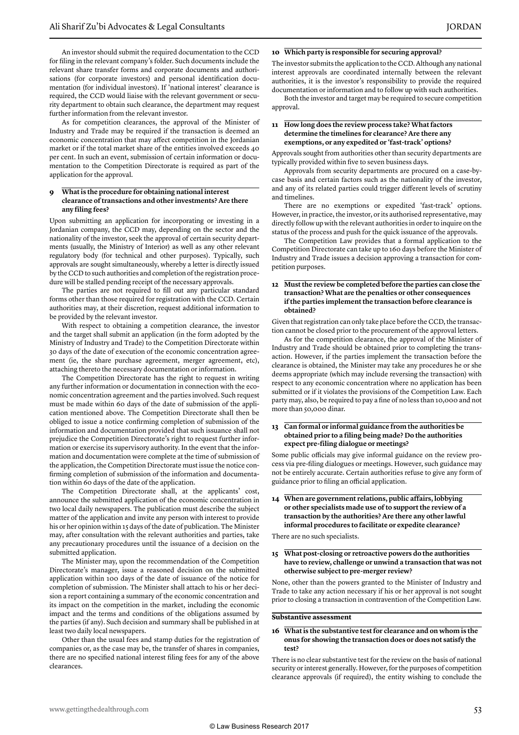An investor should submit the required documentation to the CCD for filing in the relevant company's folder. Such documents include the relevant share transfer forms and corporate documents and authorisations (for corporate investors) and personal identification documentation (for individual investors). If 'national interest' clearance is required, the CCD would liaise with the relevant government or security department to obtain such clearance, the department may request further information from the relevant investor.

As for competition clearances, the approval of the Minister of Industry and Trade may be required if the transaction is deemed an economic concentration that may affect competition in the Jordanian market or if the total market share of the entities involved exceeds 40 per cent. In such an event, submission of certain information or documentation to the Competition Directorate is required as part of the application for the approval.

### 9 What is the procedure for obtaining national interest clearance of transactions and other investments? Are there any filing fees?

Upon submitting an application for incorporating or investing in a Jordanian company, the CCD may, depending on the sector and the nationality of the investor, seek the approval of certain security departments (usually, the Ministry of Interior) as well as any other relevant regulatory body (for technical and other purposes). Typically, such approvals are sought simultaneously, whereby a letter is directly issued by the CCD to such authorities and completion of the registration procedure will be stalled pending receipt of the necessary approvals.

The parties are not required to fill out any particular standard forms other than those required for registration with the CCD. Certain authorities may, at their discretion, request additional information to be provided by the relevant investor.

With respect to obtaining a competition clearance, the investor and the target shall submit an application (in the form adopted by the Ministry of Industry and Trade) to the Competition Directorate within 30 days of the date of execution of the economic concentration agreement (ie, the share purchase agreement, merger agreement, etc), attaching thereto the necessary documentation or information.

The Competition Directorate has the right to request in writing any further information or documentation in connection with the economic concentration agreement and the parties involved. Such request must be made within 60 days of the date of submission of the application mentioned above. The Competition Directorate shall then be obliged to issue a notice confirming completion of submission of the information and documentation provided that such issuance shall not prejudice the Competition Directorate's right to request further information or exercise its supervisory authority. In the event that the information and documentation were complete at the time of submission of the application, the Competition Directorate must issue the notice confirming completion of submission of the information and documentation within 60 days of the date of the application.

The Competition Directorate shall, at the applicants' cost, announce the submitted application of the economic concentration in two local daily newspapers. The publication must describe the subject matter of the application and invite any person with interest to provide his or her opinion within 15 days of the date of publication. The Minister may, after consultation with the relevant authorities and parties, take any precautionary procedures until the issuance of a decision on the submitted application.

The Minister may, upon the recommendation of the Competition Directorate's manager, issue a reasoned decision on the submitted application within 100 days of the date of issuance of the notice for completion of submission. The Minister shall attach to his or her decision a report containing a summary of the economic concentration and its impact on the competition in the market, including the economic impact and the terms and conditions of the obligations assumed by the parties (if any). Such decision and summary shall be published in at least two daily local newspapers.

Other than the usual fees and stamp duties for the registration of companies or, as the case may be, the transfer of shares in companies, there are no specified national interest filing fees for any of the above clearances.

### 10 Which party is responsible for securing approval?

The investor submits the application to the CCD. Although any national interest approvals are coordinated internally between the relevant authorities, it is the investor's responsibility to provide the required documentation or information and to follow up with such authorities.

Both the investor and target may be required to secure competition approval.

### 11 How long does the review process take? What factors determine the timelines for clearance? Are there any exemptions, or any expedited or 'fast-track' options?

Approvals sought from authorities other than security departments are typically provided within five to seven business days.

Approvals from security departments are procured on a case-by-case basis and certain factors such as the nationality of the investor, and any of its related parties could trigger different levels of scrutiny and timelines.

There are no exemptions or expedited 'fast-track' options. However, in practice, the investor, or its authorised representative, may directly follow up with the relevant authorities in order to inquire on the status of the process and push for the quick issuance of the approvals.

The Competition Law provides that a formal application to the Competition Directorate can take up to 160 days before the Minister of Industry and Trade issues a decision approving a transaction for competition purposes.

### 12 Must the review be completed before the parties can close the transaction? What are the penalties or other consequences if the parties implement the transaction before clearance is obtained?

Given that registration can only take place before the CCD, the transaction cannot be closed prior to the procurement of the approval letters.

As for the competition clearance, the approval of the Minister of Industry and Trade should be obtained prior to completing the transaction. However, if the parties implement the transaction before the clearance is obtained, the Minister may take any procedures he or she deems appropriate (which may include reversing the transaction) with respect to any economic concentration where no application has been submitted or if it violates the provisions of the Competition Law. Each party may, also, be required to pay a fine of no less than 10,000 and not more than 50,000 dinar.

### 13 Can formal or informal guidance from the authorities be obtained prior to a filing being made? Do the authorities expect pre-filing dialogue or meetings?

Some public officials may give informal guidance on the review process via pre-filing dialogues or meetings. However, such guidance may not be entirely accurate. Certain authorities refuse to give any form of guidance prior to filing an official application.

### 14 When are government relations, public affairs, lobbying or other specialists made use of to support the review of a transaction by the authorities? Are there any other lawful informal procedures to facilitate or expedite clearance?

There are no such specialists.

### 15 What post-closing or retroactive powers do the authorities have to review, challenge or unwind a transaction that was not otherwise subject to pre-merger review?

None, other than the powers granted to the Minister of Industry and Trade to take any action necessary if his or her approval is not sought prior to closing a transaction in contravention of the Competition Law.

## Substantive assessment

### 16 What is the substantive test for clearance and on whom is the onus for showing the transaction does or does not satisfy the test?

There is no clear substantive test for the review on the basis of national security or interest generally. However, for the purposes of competition clearance approvals (if required), the entity wishing to conclude the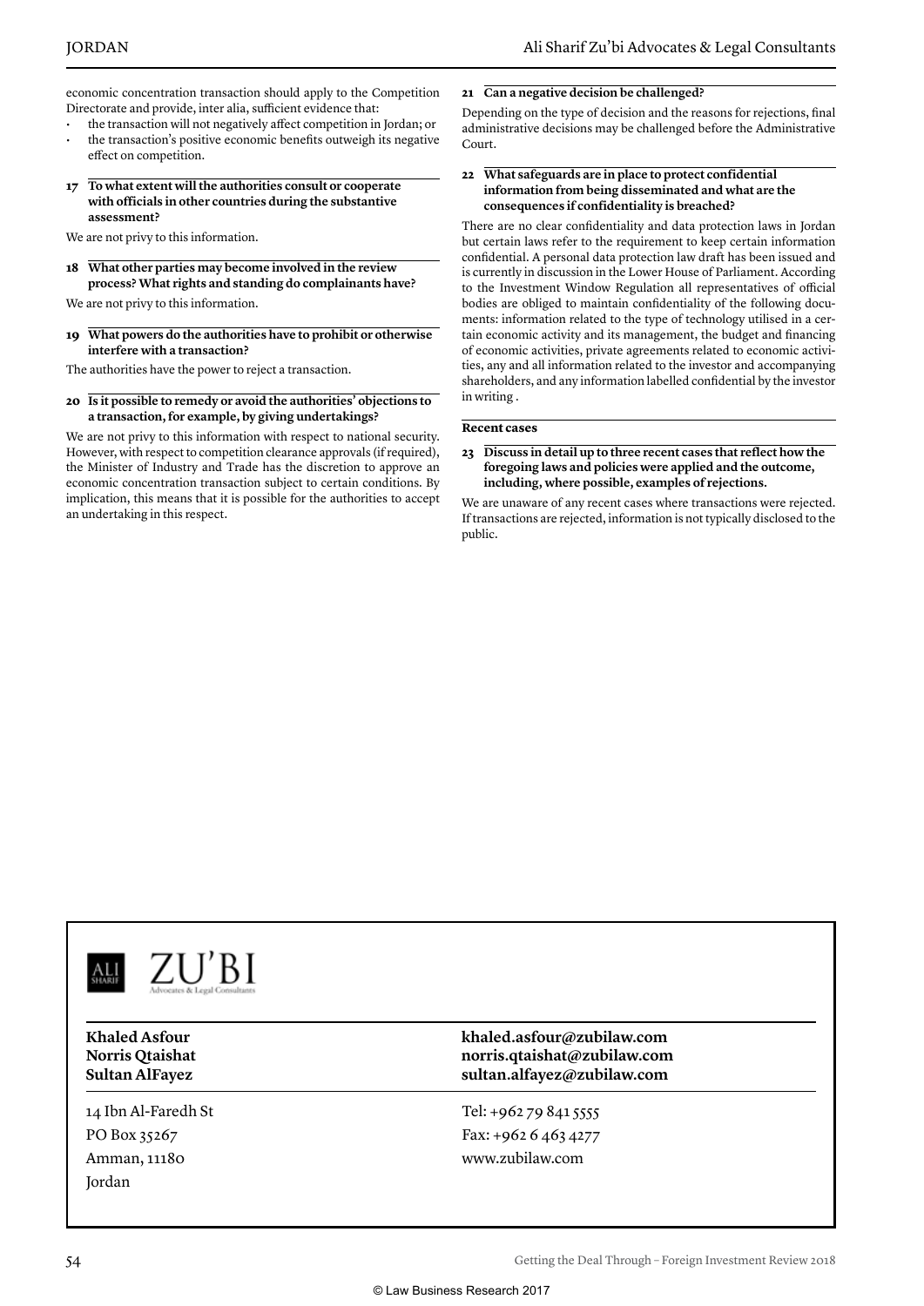economic concentration transaction should apply to the Competition Directorate and provide, inter alia, sufficient evidence that:

- the transaction will not negatively affect competition in Jordan; or
- the transaction's positive economic benefits outweigh its negative effect on competition.

### 17 To what extent will the authorities consult or cooperate with officials in other countries during the substantive assessment?

We are not privy to this information.

### 18 What other parties may become involved in the review process? What rights and standing do complainants have?

We are not privy to this information.

### 19 What powers do the authorities have to prohibit or otherwise interfere with a transaction?

The authorities have the power to reject a transaction.

### 20 Is it possible to remedy or avoid the authorities' objections to a transaction, for example, by giving undertakings?

We are not privy to this information with respect to national security. However, with respect to competition clearance approvals (if required), the Minister of Industry and Trade has the discretion to approve an economic concentration transaction subject to certain conditions. By implication, this means that it is possible for the authorities to accept an undertaking in this respect.

### 21 Can a negative decision be challenged?

Depending on the type of decision and the reasons for rejections, final administrative decisions may be challenged before the Administrative Court.

### 22 What safeguards are in place to protect confidential information from being disseminated and what are the consequences if confidentiality is breached?

There are no clear confidentiality and data protection laws in Jordan but certain laws refer to the requirement to keep certain information confidential. A personal data protection law draft has been issued and is currently in discussion in the Lower House of Parliament. According to the Investment Window Regulation all representatives of official bodies are obliged to maintain confidentiality of the following documents: information related to the type of technology utilised in a certain economic activity and its management, the budget and financing of economic activities, private agreements related to economic activities, any and all information related to the investor and accompanying shareholders, and any information labelled confidential by the investor in writing .

## Recent cases

### 23 Discuss in detail up to three recent cases that reflect how the foregoing laws and policies were applied and the outcome, including, where possible, examples of rejections.

We are unaware of any recent cases where transactions were rejected. If transactions are rejected, information is not typically disclosed to the public.

---

ALI SHARIF ZU'BI Advocates & Legal Consultants

| | |
|---|---|
| **Khaled Asfour** | **khaled.asfour@zubilaw.com** |
| **Norris Qtaishat** | **norris.qtaishat@zubilaw.com** |
| **Sultan AlFayez** | **sultan.alfayez@zubilaw.com** |

14 Ibn Al-Faredh St
PO Box 35267
Amman, 11180
Jordan

Tel: +962 79 841 5555
Fax: +962 6 463 4277
www.zubilaw.com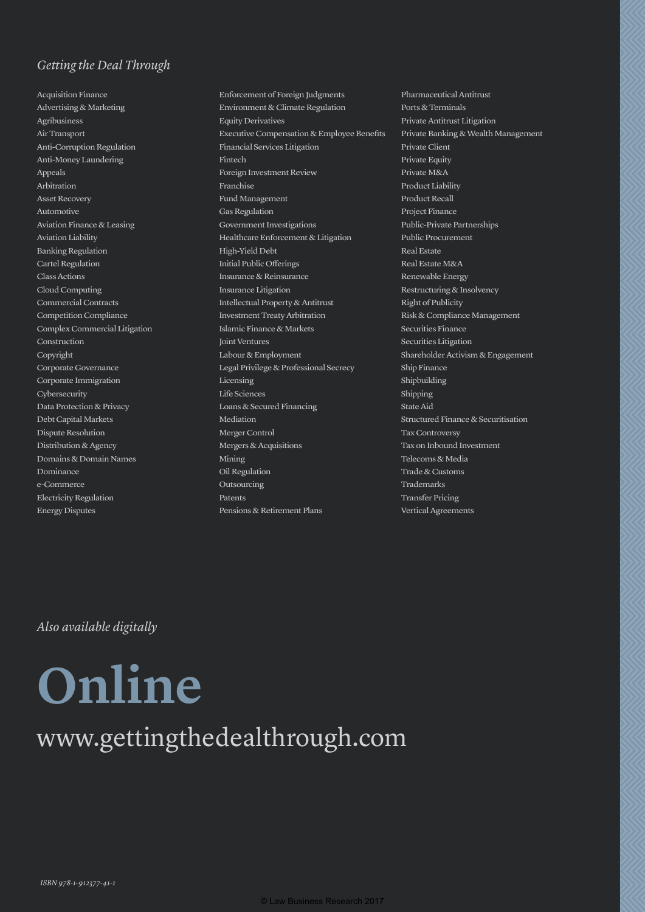*Getting the Deal Through*

- Acquisition Finance
- Advertising & Marketing
- Agribusiness
- Air Transport
- Anti-Corruption Regulation
- Anti-Money Laundering
- Appeals
- Arbitration
- Asset Recovery
- Automotive
- Aviation Finance & Leasing
- Aviation Liability
- Banking Regulation
- Cartel Regulation
- Class Actions
- Cloud Computing
- Commercial Contracts
- Competition Compliance
- Complex Commercial Litigation
- Construction
- Copyright
- Corporate Governance
- Corporate Immigration
- Cybersecurity
- Data Protection & Privacy
- Debt Capital Markets
- Dispute Resolution
- Distribution & Agency
- Domains & Domain Names
- Dominance
- e-Commerce
- Electricity Regulation
- Energy Disputes
- Enforcement of Foreign Judgments
- Environment & Climate Regulation
- Equity Derivatives
- Executive Compensation & Employee Benefits
- Financial Services Litigation
- Fintech
- Foreign Investment Review
- Franchise
- Fund Management
- Gas Regulation
- Government Investigations
- Healthcare Enforcement & Litigation
- High-Yield Debt
- Initial Public Offerings
- Insurance & Reinsurance
- Insurance Litigation
- Intellectual Property & Antitrust
- Investment Treaty Arbitration
- Islamic Finance & Markets
- Joint Ventures
- Labour & Employment
- Legal Privilege & Professional Secrecy
- Licensing
- Life Sciences
- Loans & Secured Financing
- Mediation
- Merger Control
- Mergers & Acquisitions
- Mining
- Oil Regulation
- Outsourcing
- Patents
- Pensions & Retirement Plans
- Pharmaceutical Antitrust
- Ports & Terminals
- Private Antitrust Litigation
- Private Banking & Wealth Management
- Private Client
- Private Equity
- Private M&A
- Product Liability
- Product Recall
- Project Finance
- Public-Private Partnerships
- Public Procurement
- Real Estate
- Real Estate M&A
- Renewable Energy
- Restructuring & Insolvency
- Right of Publicity
- Risk & Compliance Management
- Securities Finance
- Securities Litigation
- Shareholder Activism & Engagement
- Ship Finance
- Shipbuilding
- Shipping
- State Aid
- Structured Finance & Securitisation
- Tax Controversy
- Tax on Inbound Investment
- Telecoms & Media
- Trade & Customs
- Trademarks
- Transfer Pricing
- Vertical Agreements

*Also available digitally*

# Online

www.gettingthedealthrough.com

*ISBN 978-1-912377-41-1*

© Law Business Research 2017